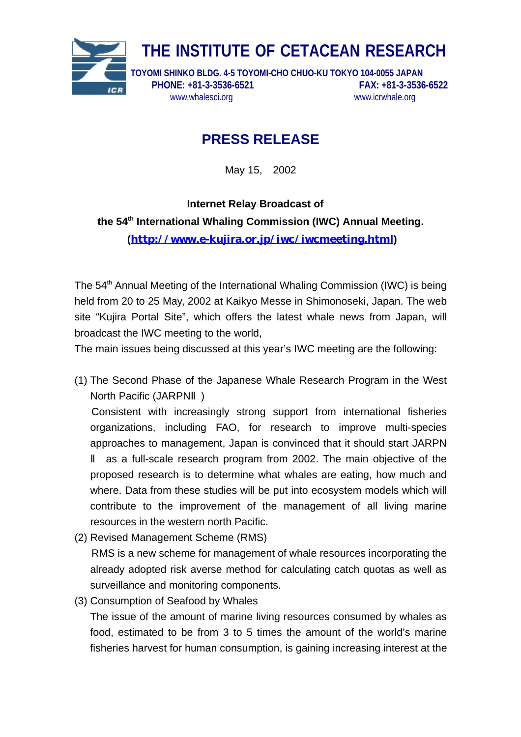# THE INSTITUTE OF CETACEAN RESEARCH

TOYOMI SHINKO BLDG. 4-5 TOYOMI-CHO CHUO-KU TOKYO 104-0055 JAPAN
PHONE: +81-3-3536-6521 FAX: +81-3-3536-6522
www.whalesci.org www.icrwhale.org

## PRESS RELEASE

May 15, 2002

**Internet Relay Broadcast of**
**the 54th International Whaling Commission (IWC) Annual Meeting.**
**(http://www.e-kujira.or.jp/iwc/iwcmeeting.html)**

The 54th Annual Meeting of the International Whaling Commission (IWC) is being held from 20 to 25 May, 2002 at Kaikyo Messe in Shimonoseki, Japan. The web site "Kujira Portal Site", which offers the latest whale news from Japan, will broadcast the IWC meeting to the world,

The main issues being discussed at this year's IWC meeting are the following:

(1) The Second Phase of the Japanese Whale Research Program in the West North Pacific (JARPNⅡ)
Consistent with increasingly strong support from international fisheries organizations, including FAO, for research to improve multi-species approaches to management, Japan is convinced that it should start JARPN Ⅱ as a full-scale research program from 2002. The main objective of the proposed research is to determine what whales are eating, how much and where. Data from these studies will be put into ecosystem models which will contribute to the improvement of the management of all living marine resources in the western north Pacific.

(2) Revised Management Scheme (RMS)
RMS is a new scheme for management of whale resources incorporating the already adopted risk averse method for calculating catch quotas as well as surveillance and monitoring components.

(3) Consumption of Seafood by Whales
The issue of the amount of marine living resources consumed by whales as food, estimated to be from 3 to 5 times the amount of the world's marine fisheries harvest for human consumption, is gaining increasing interest at the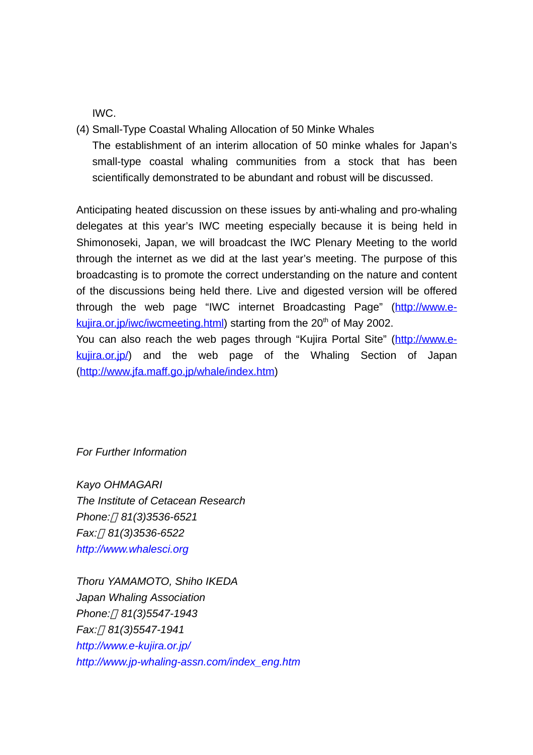IWC.

(4) Small-Type Coastal Whaling Allocation of 50 Minke Whales

The establishment of an interim allocation of 50 minke whales for Japan's small-type coastal whaling communities from a stock that has been scientifically demonstrated to be abundant and robust will be discussed.

Anticipating heated discussion on these issues by anti-whaling and pro-whaling delegates at this year's IWC meeting especially because it is being held in Shimonoseki, Japan, we will broadcast the IWC Plenary Meeting to the world through the internet as we did at the last year's meeting. The purpose of this broadcasting is to promote the correct understanding on the nature and content of the discussions being held there. Live and digested version will be offered through the web page "IWC internet Broadcasting Page" (http://www.e-kujira.or.jp/iwc/iwcmeeting.html) starting from the 20th of May 2002.

You can also reach the web pages through "Kujira Portal Site" (http://www.e-kujira.or.jp/) and the web page of the Whaling Section of Japan (http://www.jfa.maff.go.jp/whale/index.htm)

*For Further Information*

*Kayo OHMAGARI*
*The Institute of Cetacean Research*
*Phone:＋81(3)3536-6521*
*Fax:＋81(3)3536-6522*
*http://www.whalesci.org*

*Thoru YAMAMOTO, Shiho IKEDA*
*Japan Whaling Association*
*Phone:＋81(3)5547-1943*
*Fax:＋81(3)5547-1941*
*http://www.e-kujira.or.jp/*
*http://www.jp-whaling-assn.com/index_eng.htm*